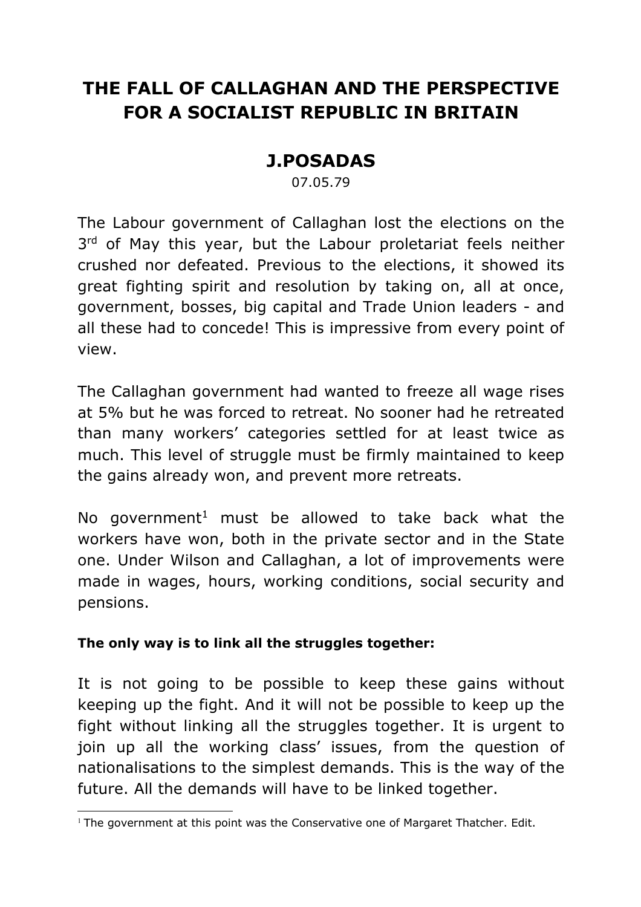# THE FALL OF CALLAGHAN AND THE PERSPECTIVE FOR A SOCIALIST REPUBLIC IN BRITAIN

## J.POSADAS

07.05.79

The Labour government of Callaghan lost the elections on the 3rd of May this year, but the Labour proletariat feels neither crushed nor defeated. Previous to the elections, it showed its great fighting spirit and resolution by taking on, all at once, government, bosses, big capital and Trade Union leaders - and all these had to concede! This is impressive from every point of view.

The Callaghan government had wanted to freeze all wage rises at 5% but he was forced to retreat. No sooner had he retreated than many workers' categories settled for at least twice as much. This level of struggle must be firmly maintained to keep the gains already won, and prevent more retreats.

No government[1] must be allowed to take back what the workers have won, both in the private sector and in the State one. Under Wilson and Callaghan, a lot of improvements were made in wages, hours, working conditions, social security and pensions.

**The only way is to link all the struggles together:**

It is not going to be possible to keep these gains without keeping up the fight. And it will not be possible to keep up the fight without linking all the struggles together. It is urgent to join up all the working class' issues, from the question of nationalisations to the simplest demands. This is the way of the future. All the demands will have to be linked together.

[1] The government at this point was the Conservative one of Margaret Thatcher. Edit.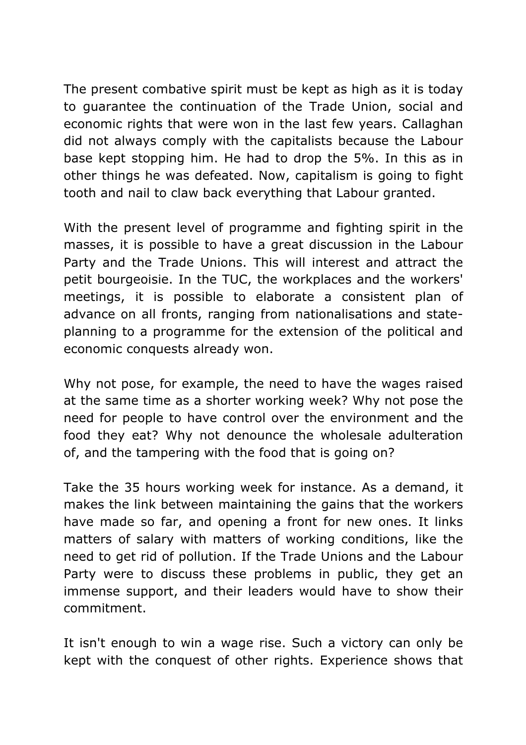The present combative spirit must be kept as high as it is today to guarantee the continuation of the Trade Union, social and economic rights that were won in the last few years. Callaghan did not always comply with the capitalists because the Labour base kept stopping him. He had to drop the 5%. In this as in other things he was defeated. Now, capitalism is going to fight tooth and nail to claw back everything that Labour granted.

With the present level of programme and fighting spirit in the masses, it is possible to have a great discussion in the Labour Party and the Trade Unions. This will interest and attract the petit bourgeoisie. In the TUC, the workplaces and the workers' meetings, it is possible to elaborate a consistent plan of advance on all fronts, ranging from nationalisations and state-planning to a programme for the extension of the political and economic conquests already won.

Why not pose, for example, the need to have the wages raised at the same time as a shorter working week? Why not pose the need for people to have control over the environment and the food they eat? Why not denounce the wholesale adulteration of, and the tampering with the food that is going on?

Take the 35 hours working week for instance. As a demand, it makes the link between maintaining the gains that the workers have made so far, and opening a front for new ones. It links matters of salary with matters of working conditions, like the need to get rid of pollution. If the Trade Unions and the Labour Party were to discuss these problems in public, they get an immense support, and their leaders would have to show their commitment.

It isn't enough to win a wage rise. Such a victory can only be kept with the conquest of other rights. Experience shows that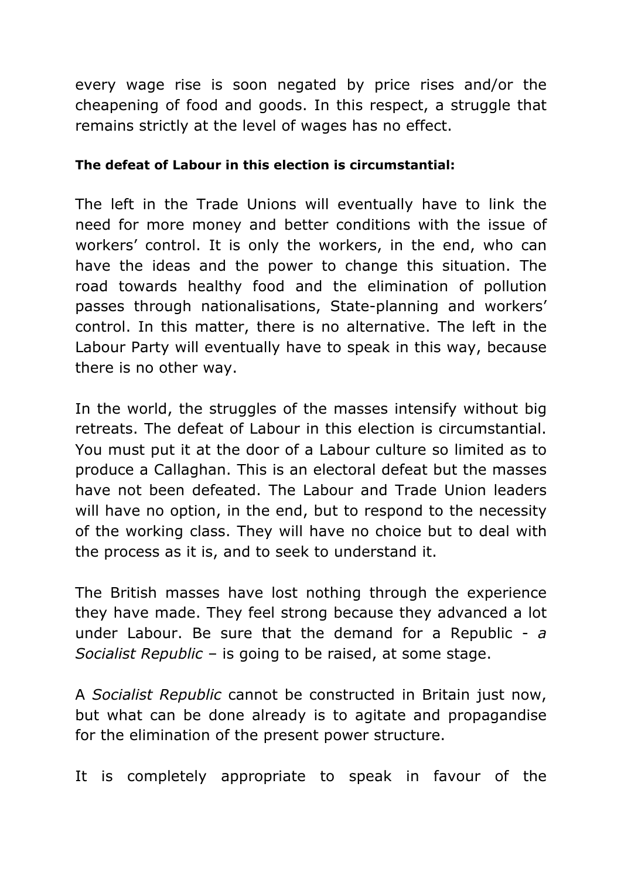every wage rise is soon negated by price rises and/or the cheapening of food and goods. In this respect, a struggle that remains strictly at the level of wages has no effect.

**The defeat of Labour in this election is circumstantial:**

The left in the Trade Unions will eventually have to link the need for more money and better conditions with the issue of workers' control. It is only the workers, in the end, who can have the ideas and the power to change this situation. The road towards healthy food and the elimination of pollution passes through nationalisations, State-planning and workers' control. In this matter, there is no alternative. The left in the Labour Party will eventually have to speak in this way, because there is no other way.

In the world, the struggles of the masses intensify without big retreats. The defeat of Labour in this election is circumstantial. You must put it at the door of a Labour culture so limited as to produce a Callaghan. This is an electoral defeat but the masses have not been defeated. The Labour and Trade Union leaders will have no option, in the end, but to respond to the necessity of the working class. They will have no choice but to deal with the process as it is, and to seek to understand it.

The British masses have lost nothing through the experience they have made. They feel strong because they advanced a lot under Labour. Be sure that the demand for a Republic - *a Socialist Republic* – is going to be raised, at some stage.

A *Socialist Republic* cannot be constructed in Britain just now, but what can be done already is to agitate and propagandise for the elimination of the present power structure.

It is completely appropriate to speak in favour of the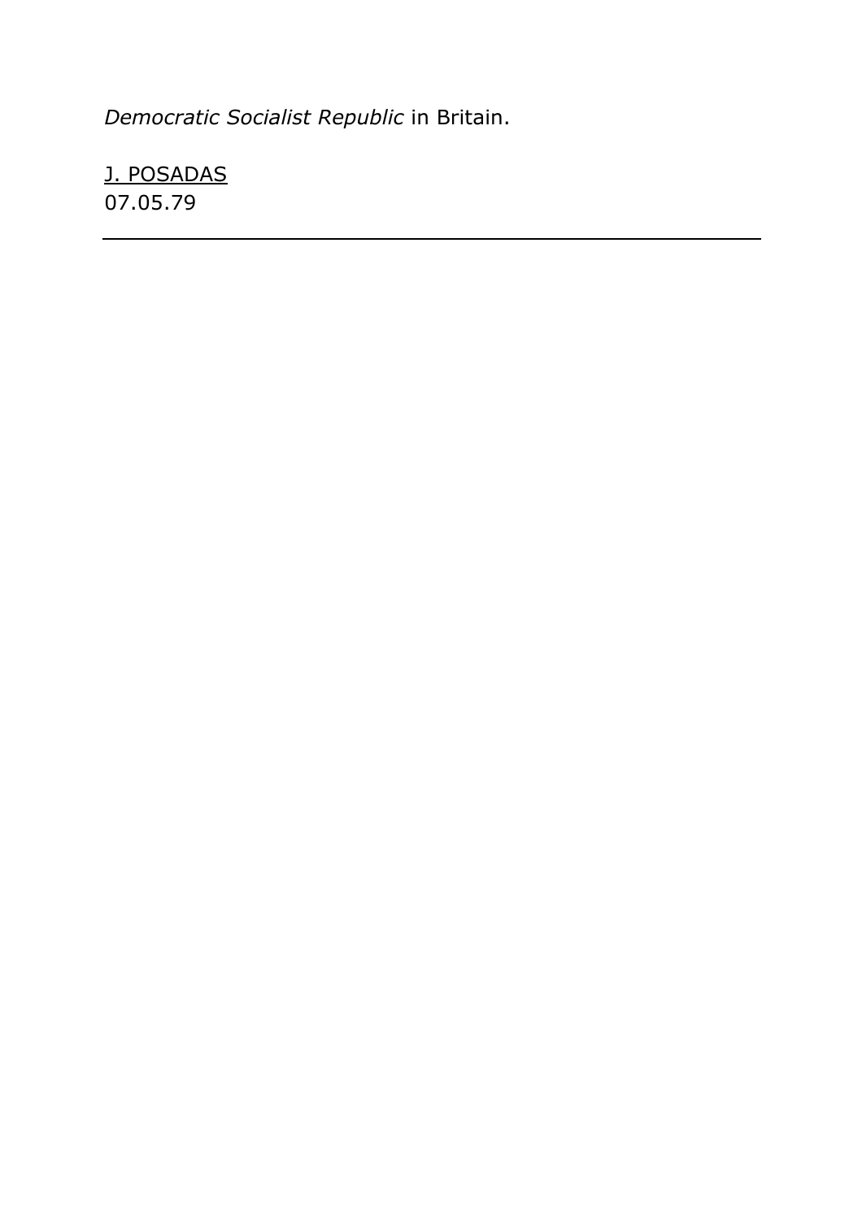*Democratic Socialist Republic* in Britain.

J. POSADAS
07.05.79

---